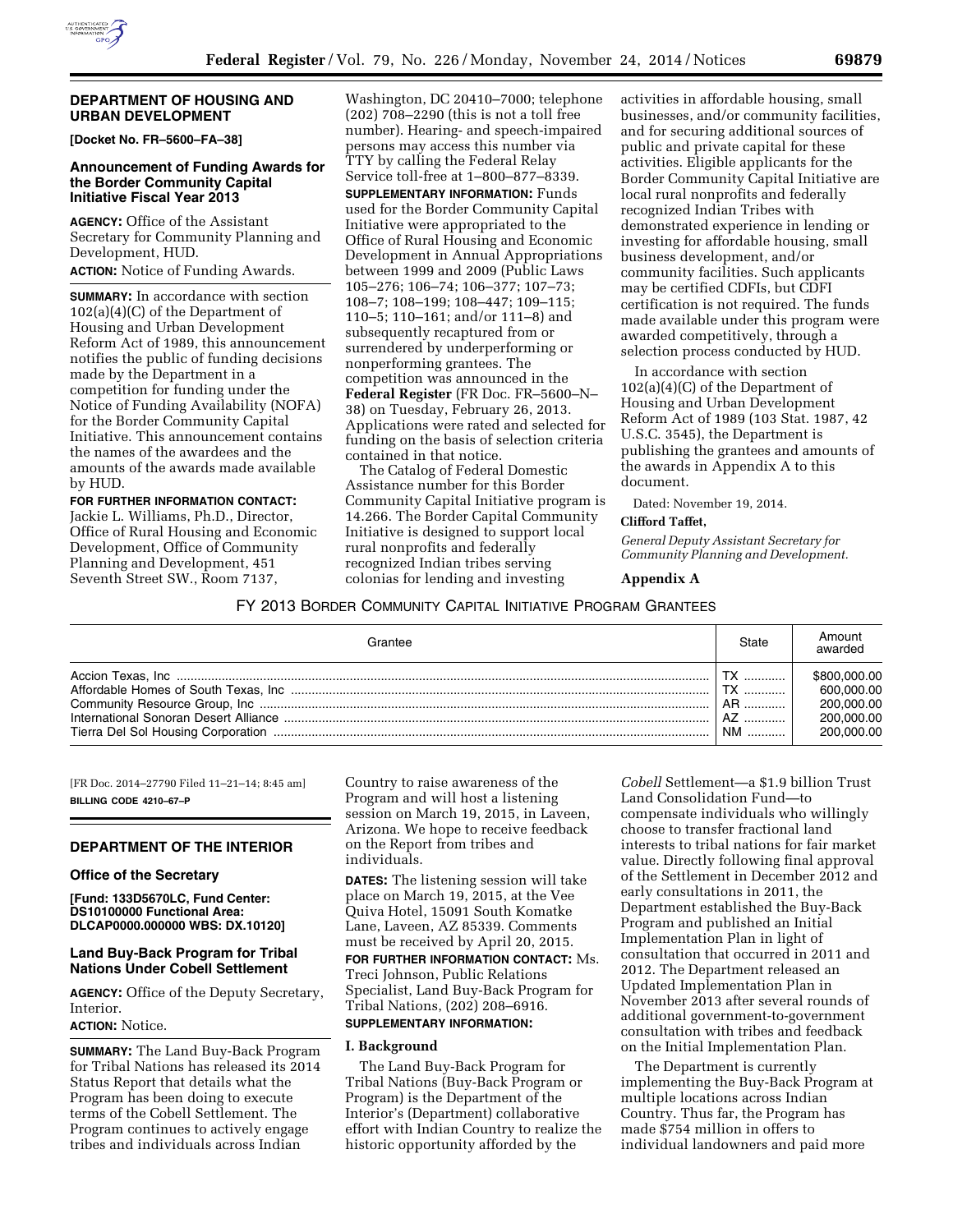## DEPARTMENT OF HOUSING AND URBAN DEVELOPMENT

**[Docket No. FR–5600–FA–38]**

### Announcement of Funding Awards for the Border Community Capital Initiative Fiscal Year 2013

**AGENCY:** Office of the Assistant Secretary for Community Planning and Development, HUD.

**ACTION:** Notice of Funding Awards.

**SUMMARY:** In accordance with section 102(a)(4)(C) of the Department of Housing and Urban Development Reform Act of 1989, this announcement notifies the public of funding decisions made by the Department in a competition for funding under the Notice of Funding Availability (NOFA) for the Border Community Capital Initiative. This announcement contains the names of the awardees and the amounts of the awards made available by HUD.

**FOR FURTHER INFORMATION CONTACT:** Jackie L. Williams, Ph.D., Director, Office of Rural Housing and Economic Development, Office of Community Planning and Development, 451 Seventh Street SW., Room 7137, Washington, DC 20410–7000; telephone (202) 708–2290 (this is not a toll free number). Hearing- and speech-impaired persons may access this number via TTY by calling the Federal Relay Service toll-free at 1–800–877–8339.

**SUPPLEMENTARY INFORMATION:** Funds used for the Border Community Capital Initiative were appropriated to the Office of Rural Housing and Economic Development in Annual Appropriations between 1999 and 2009 (Public Laws 105–276; 106–74; 106–377; 107–73; 108–7; 108–199; 108–447; 109–115; 110–5; 110–161; and/or 111–8) and subsequently recaptured from or surrendered by underperforming or nonperforming grantees. The competition was announced in the **Federal Register** (FR Doc. FR–5600–N–38) on Tuesday, February 26, 2013. Applications were rated and selected for funding on the basis of selection criteria contained in that notice.

The Catalog of Federal Domestic Assistance number for this Border Community Capital Initiative program is 14.266. The Border Capital Community Initiative is designed to support local rural nonprofits and federally recognized Indian tribes serving colonias for lending and investing activities in affordable housing, small businesses, and/or community facilities, and for securing additional sources of public and private capital for these activities. Eligible applicants for the Border Community Capital Initiative are local rural nonprofits and federally recognized Indian Tribes with demonstrated experience in lending or investing for affordable housing, small business development, and/or community facilities. Such applicants may be certified CDFIs, but CDFI certification is not required. The funds made available under this program were awarded competitively, through a selection process conducted by HUD.

In accordance with section 102(a)(4)(C) of the Department of Housing and Urban Development Reform Act of 1989 (103 Stat. 1987, 42 U.S.C. 3545), the Department is publishing the grantees and amounts of the awards in Appendix A to this document.

Dated: November 19, 2014.

**Clifford Taffet,**

*General Deputy Assistant Secretary for Community Planning and Development.*

### Appendix A

FY 2013 BORDER COMMUNITY CAPITAL INITIATIVE PROGRAM GRANTEES

| Grantee | State | Amount awarded |
|---|---|---|
| Accion Texas, Inc | TX | $800,000.00 |
| Affordable Homes of South Texas, Inc | TX | 600,000.00 |
| Community Resource Group, Inc | AR | 200,000.00 |
| International Sonoran Desert Alliance | AZ | 200,000.00 |
| Tierra Del Sol Housing Corporation | NM | 200,000.00 |

[FR Doc. 2014–27790 Filed 11–21–14; 8:45 am]

**BILLING CODE 4210–67–P**

## DEPARTMENT OF THE INTERIOR

### Office of the Secretary

**[Fund: 133D5670LC, Fund Center: DS10100000 Functional Area: DLCAP0000.000000 WBS: DX.10120]**

### Land Buy-Back Program for Tribal Nations Under Cobell Settlement

**AGENCY:** Office of the Deputy Secretary, Interior.

**ACTION:** Notice.

**SUMMARY:** The Land Buy-Back Program for Tribal Nations has released its 2014 Status Report that details what the Program has been doing to execute terms of the Cobell Settlement. The Program continues to actively engage tribes and individuals across Indian Country to raise awareness of the Program and will host a listening session on March 19, 2015, in Laveen, Arizona. We hope to receive feedback on the Report from tribes and individuals.

**DATES:** The listening session will take place on March 19, 2015, at the Vee Quiva Hotel, 15091 South Komatke Lane, Laveen, AZ 85339. Comments must be received by April 20, 2015.

**FOR FURTHER INFORMATION CONTACT:** Ms. Treci Johnson, Public Relations Specialist, Land Buy-Back Program for Tribal Nations, (202) 208–6916.

**SUPPLEMENTARY INFORMATION:**

#### I. Background

The Land Buy-Back Program for Tribal Nations (Buy-Back Program or Program) is the Department of the Interior's (Department) collaborative effort with Indian Country to realize the historic opportunity afforded by the *Cobell* Settlement—a $1.9 billion Trust Land Consolidation Fund—to compensate individuals who willingly choose to transfer fractional land interests to tribal nations for fair market value. Directly following final approval of the Settlement in December 2012 and early consultations in 2011, the Department established the Buy-Back Program and published an Initial Implementation Plan in light of consultation that occurred in 2011 and 2012. The Department released an Updated Implementation Plan in November 2013 after several rounds of additional government-to-government consultation with tribes and feedback on the Initial Implementation Plan.

The Department is currently implementing the Buy-Back Program at multiple locations across Indian Country. Thus far, the Program has made $754 million in offers to individual landowners and paid more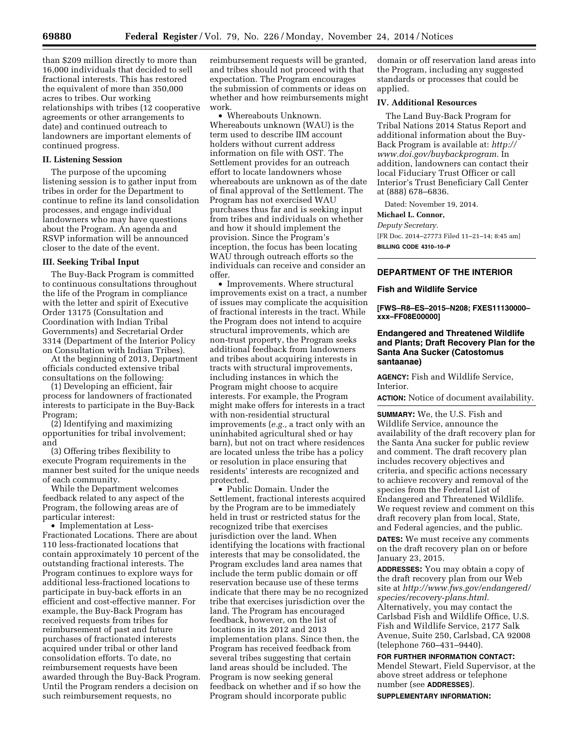than $209 million directly to more than 16,000 individuals that decided to sell fractional interests. This has restored the equivalent of more than 350,000 acres to tribes. Our working relationships with tribes (12 cooperative agreements or other arrangements to date) and continued outreach to landowners are important elements of continued progress.

## II. Listening Session

The purpose of the upcoming listening session is to gather input from tribes in order for the Department to continue to refine its land consolidation processes, and engage individual landowners who may have questions about the Program. An agenda and RSVP information will be announced closer to the date of the event.

## III. Seeking Tribal Input

The Buy-Back Program is committed to continuous consultations throughout the life of the Program in compliance with the letter and spirit of Executive Order 13175 (Consultation and Coordination with Indian Tribal Governments) and Secretarial Order 3314 (Department of the Interior Policy on Consultation with Indian Tribes).

At the beginning of 2013, Department officials conducted extensive tribal consultations on the following:

(1) Developing an efficient, fair process for landowners of fractionated interests to participate in the Buy-Back Program;

(2) Identifying and maximizing opportunities for tribal involvement; and

(3) Offering tribes flexibility to execute Program requirements in the manner best suited for the unique needs of each community.

While the Department welcomes feedback related to any aspect of the Program, the following areas are of particular interest:

- Implementation at Less-Fractionated Locations. There are about 110 less-fractionated locations that contain approximately 10 percent of the outstanding fractional interests. The Program continues to explore ways for additional less-fractioned locations to participate in buy-back efforts in an efficient and cost-effective manner. For example, the Buy-Back Program has received requests from tribes for reimbursement of past and future purchases of fractionated interests acquired under tribal or other land consolidation efforts. To date, no reimbursement requests have been awarded through the Buy-Back Program. Until the Program renders a decision on such reimbursement requests, no reimbursement requests will be granted, and tribes should not proceed with that expectation. The Program encourages the submission of comments or ideas on whether and how reimbursements might work.
- Whereabouts Unknown. Whereabouts unknown (WAU) is the term used to describe IIM account holders without current address information on file with OST. The Settlement provides for an outreach effort to locate landowners whose whereabouts are unknown as of the date of final approval of the Settlement. The Program has not exercised WAU purchases thus far and is seeking input from tribes and individuals on whether and how it should implement the provision. Since the Program's inception, the focus has been locating WAU through outreach efforts so the individuals can receive and consider an offer.
- Improvements. Where structural improvements exist on a tract, a number of issues may complicate the acquisition of fractional interests in the tract. While the Program does not intend to acquire structural improvements, which are non-trust property, the Program seeks additional feedback from landowners and tribes about acquiring interests in tracts with structural improvements, including instances in which the Program might choose to acquire interests. For example, the Program might make offers for interests in a tract with non-residential structural improvements (*e.g.,* a tract only with an uninhabited agricultural shed or hay barn), but not on tract where residences are located unless the tribe has a policy or resolution in place ensuring that residents' interests are recognized and protected.
- Public Domain. Under the Settlement, fractional interests acquired by the Program are to be immediately held in trust or restricted status for the recognized tribe that exercises jurisdiction over the land. When identifying the locations with fractional interests that may be consolidated, the Program excludes land area names that include the term public domain or off reservation because use of these terms indicate that there may be no recognized tribe that exercises jurisdiction over the land. The Program has encouraged feedback, however, on the list of locations in its 2012 and 2013 implementation plans. Since then, the Program has received feedback from several tribes suggesting that certain land areas should be included. The Program is now seeking general feedback on whether and if so how the Program should incorporate public domain or off reservation land areas into the Program, including any suggested standards or processes that could be applied.

## IV. Additional Resources

The Land Buy-Back Program for Tribal Nations 2014 Status Report and additional information about the Buy-Back Program is available at: *http://www.doi.gov/buybackprogram.* In addition, landowners can contact their local Fiduciary Trust Officer or call Interior's Trust Beneficiary Call Center at (888) 678–6836.

Dated: November 19, 2014.

**Michael L. Connor,**

*Deputy Secretary.*

[FR Doc. 2014–27773 Filed 11–21–14; 8:45 am]

**BILLING CODE 4310–10–P**

---

# DEPARTMENT OF THE INTERIOR

## Fish and Wildlife Service

**[FWS–R8–ES–2015–N208; FXES11130000–xxx–FF08E00000]**

## Endangered and Threatened Wildlife and Plants; Draft Recovery Plan for the Santa Ana Sucker (Catostomus santaanae)

**AGENCY:** Fish and Wildlife Service, Interior.

**ACTION:** Notice of document availability.

**SUMMARY:** We, the U.S. Fish and Wildlife Service, announce the availability of the draft recovery plan for the Santa Ana sucker for public review and comment. The draft recovery plan includes recovery objectives and criteria, and specific actions necessary to achieve recovery and removal of the species from the Federal List of Endangered and Threatened Wildlife. We request review and comment on this draft recovery plan from local, State, and Federal agencies, and the public.

**DATES:** We must receive any comments on the draft recovery plan on or before January 23, 2015.

**ADDRESSES:** You may obtain a copy of the draft recovery plan from our Web site at *http://www.fws.gov/endangered/species/recovery-plans.html.* Alternatively, you may contact the Carlsbad Fish and Wildlife Office, U.S. Fish and Wildlife Service, 2177 Salk Avenue, Suite 250, Carlsbad, CA 92008 (telephone 760–431–9440).

**FOR FURTHER INFORMATION CONTACT:** Mendel Stewart, Field Supervisor, at the above street address or telephone number (see **ADDRESSES**).

**SUPPLEMENTARY INFORMATION:**